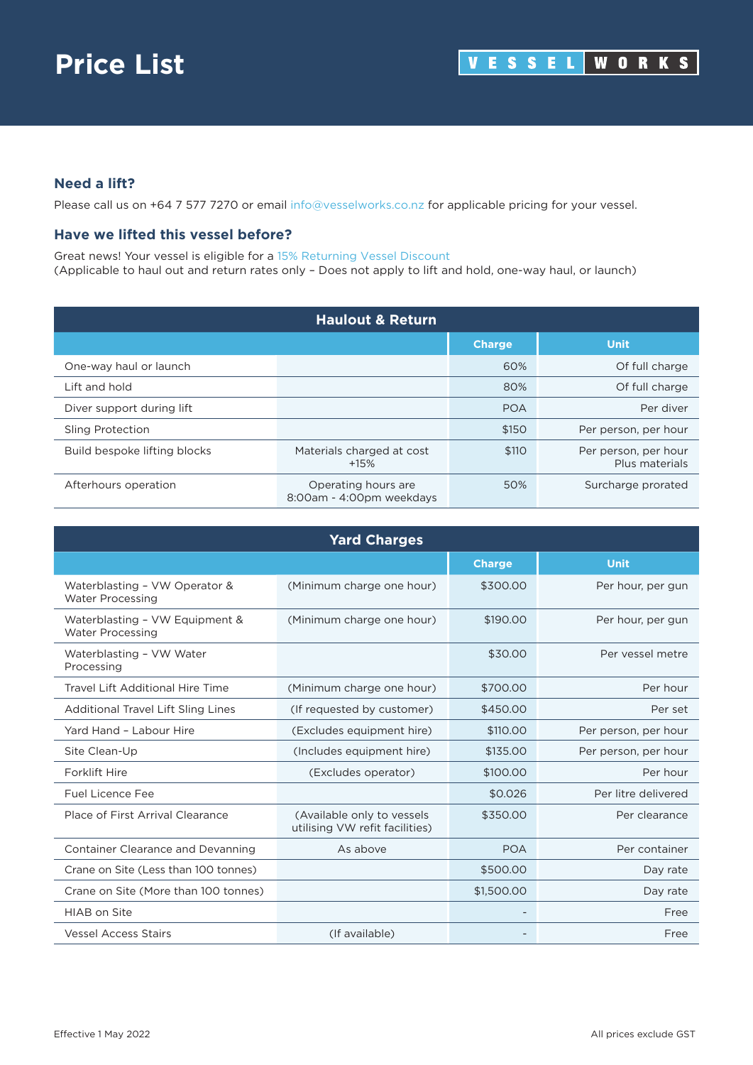# Price List

VESSEL WORKS

### Need a lift?

Please call us on +64 7 577 7270 or email info@vesselworks.co.nz for applicable pricing for your vessel.

### Have we lifted this vessel before?

Great news! Your vessel is eligible for a 15% Returning Vessel Discount
(Applicable to haul out and return rates only – Does not apply to lift and hold, one-way haul, or launch)

| Haulout & Return | | | |
|---|---|---|---|
| | | Charge | Unit |
| One-way haul or launch | | 60% | Of full charge |
| Lift and hold | | 80% | Of full charge |
| Diver support during lift | | POA | Per diver |
| Sling Protection | | $150 | Per person, per hour |
| Build bespoke lifting blocks | Materials charged at cost +15% | $110 | Per person, per hour Plus materials |
| Afterhours operation | Operating hours are 8:00am - 4:00pm weekdays | 50% | Surcharge prorated |

| Yard Charges | | | |
|---|---|---|---|
| | | Charge | Unit |
| Waterblasting – VW Operator & Water Processing | (Minimum charge one hour) | $300.00 | Per hour, per gun |
| Waterblasting – VW Equipment & Water Processing | (Minimum charge one hour) | $190.00 | Per hour, per gun |
| Waterblasting – VW Water Processing | | $30.00 | Per vessel metre |
| Travel Lift Additional Hire Time | (Minimum charge one hour) | $700.00 | Per hour |
| Additional Travel Lift Sling Lines | (If requested by customer) | $450.00 | Per set |
| Yard Hand – Labour Hire | (Excludes equipment hire) | $110.00 | Per person, per hour |
| Site Clean-Up | (Includes equipment hire) | $135.00 | Per person, per hour |
| Forklift Hire | (Excludes operator) | $100.00 | Per hour |
| Fuel Licence Fee | | $0.026 | Per litre delivered |
| Place of First Arrival Clearance | (Available only to vessels utilising VW refit facilities) | $350.00 | Per clearance |
| Container Clearance and Devanning | As above | POA | Per container |
| Crane on Site (Less than 100 tonnes) | | $500.00 | Day rate |
| Crane on Site (More than 100 tonnes) | | $1,500.00 | Day rate |
| HIAB on Site | | - | Free |
| Vessel Access Stairs | (If available) | - | Free |

Effective 1 May 2022

All prices exclude GST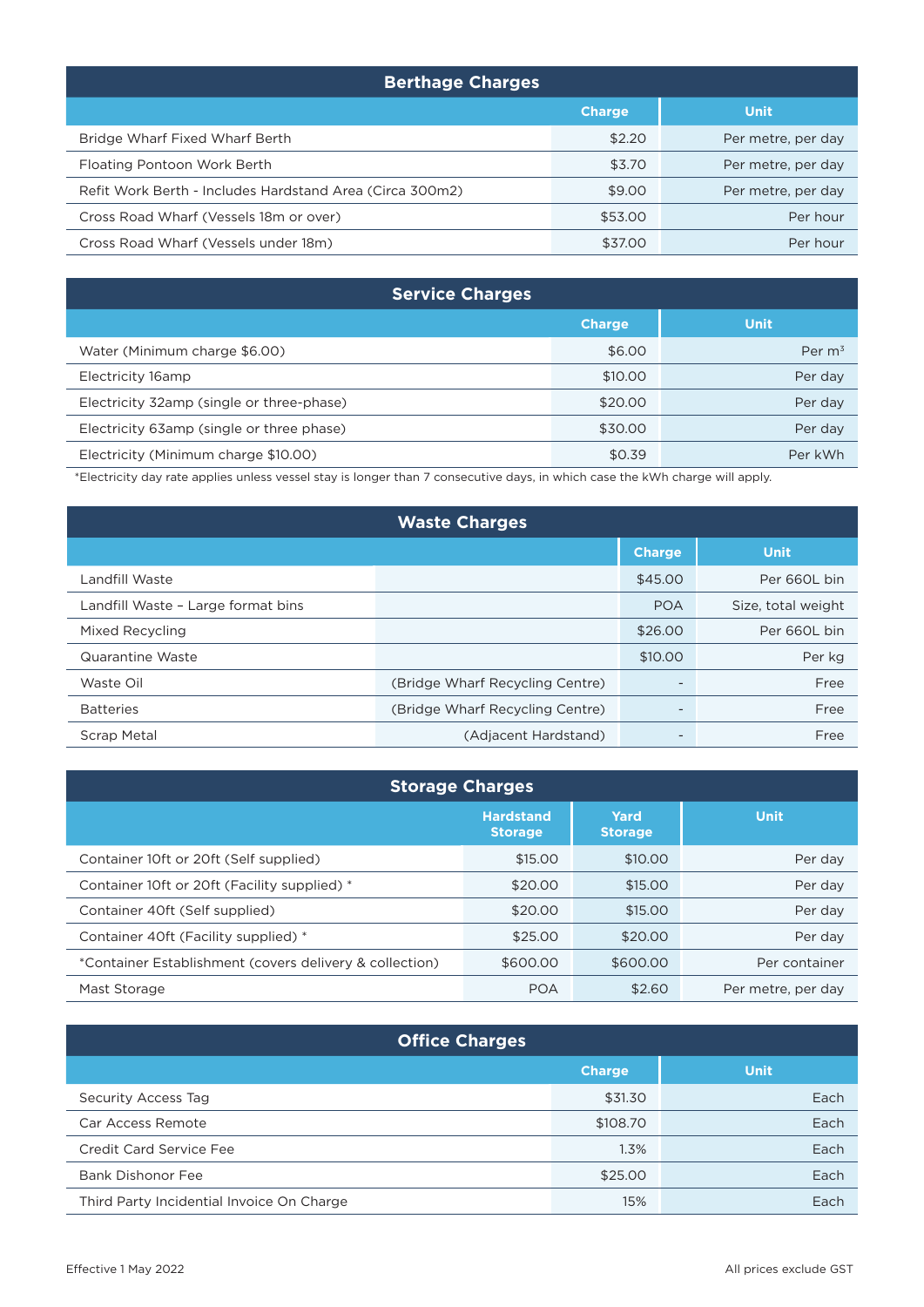## Berthage Charges

| | Charge | Unit |
|---|---|---|
| Bridge Wharf Fixed Wharf Berth | $2.20 | Per metre, per day |
| Floating Pontoon Work Berth | $3.70 | Per metre, per day |
| Refit Work Berth - Includes Hardstand Area (Circa 300m2) | $9.00 | Per metre, per day |
| Cross Road Wharf (Vessels 18m or over) | $53.00 | Per hour |
| Cross Road Wharf (Vessels under 18m) | $37.00 | Per hour |

## Service Charges

| | Charge | Unit |
|---|---|---|
| Water (Minimum charge $6.00) | $6.00 | Per $m^3$ |
| Electricity 16amp | $10.00 | Per day |
| Electricity 32amp (single or three-phase) | $20.00 | Per day |
| Electricity 63amp (single or three phase) | $30.00 | Per day |
| Electricity (Minimum charge $10.00) | $0.39 | Per kWh |

*Electricity day rate applies unless vessel stay is longer than 7 consecutive days, in which case the kWh charge will apply.

## Waste Charges

| | | Charge | Unit |
|---|---|---|---|
| Landfill Waste | | $45.00 | Per 660L bin |
| Landfill Waste – Large format bins | | POA | Size, total weight |
| Mixed Recycling | | $26.00 | Per 660L bin |
| Quarantine Waste | | $10.00 | Per kg |
| Waste Oil | (Bridge Wharf Recycling Centre) | - | Free |
| Batteries | (Bridge Wharf Recycling Centre) | - | Free |
| Scrap Metal | (Adjacent Hardstand) | - | Free |

## Storage Charges

| | Hardstand Storage | Yard Storage | Unit |
|---|---|---|---|
| Container 10ft or 20ft (Self supplied) | $15.00 | $10.00 | Per day |
| Container 10ft or 20ft (Facility supplied) * | $20.00 | $15.00 | Per day |
| Container 40ft (Self supplied) | $20.00 | $15.00 | Per day |
| Container 40ft (Facility supplied) * | $25.00 | $20.00 | Per day |
| *Container Establishment (covers delivery & collection) | $600.00 | $600.00 | Per container |
| Mast Storage | POA | $2.60 | Per metre, per day |

## Office Charges

| | Charge | Unit |
|---|---|---|
| Security Access Tag | $31.30 | Each |
| Car Access Remote | $108.70 | Each |
| Credit Card Service Fee | 1.3% | Each |
| Bank Dishonor Fee | $25.00 | Each |
| Third Party Incidential Invoice On Charge | 15% | Each |

Effective 1 May 2022

All prices exclude GST